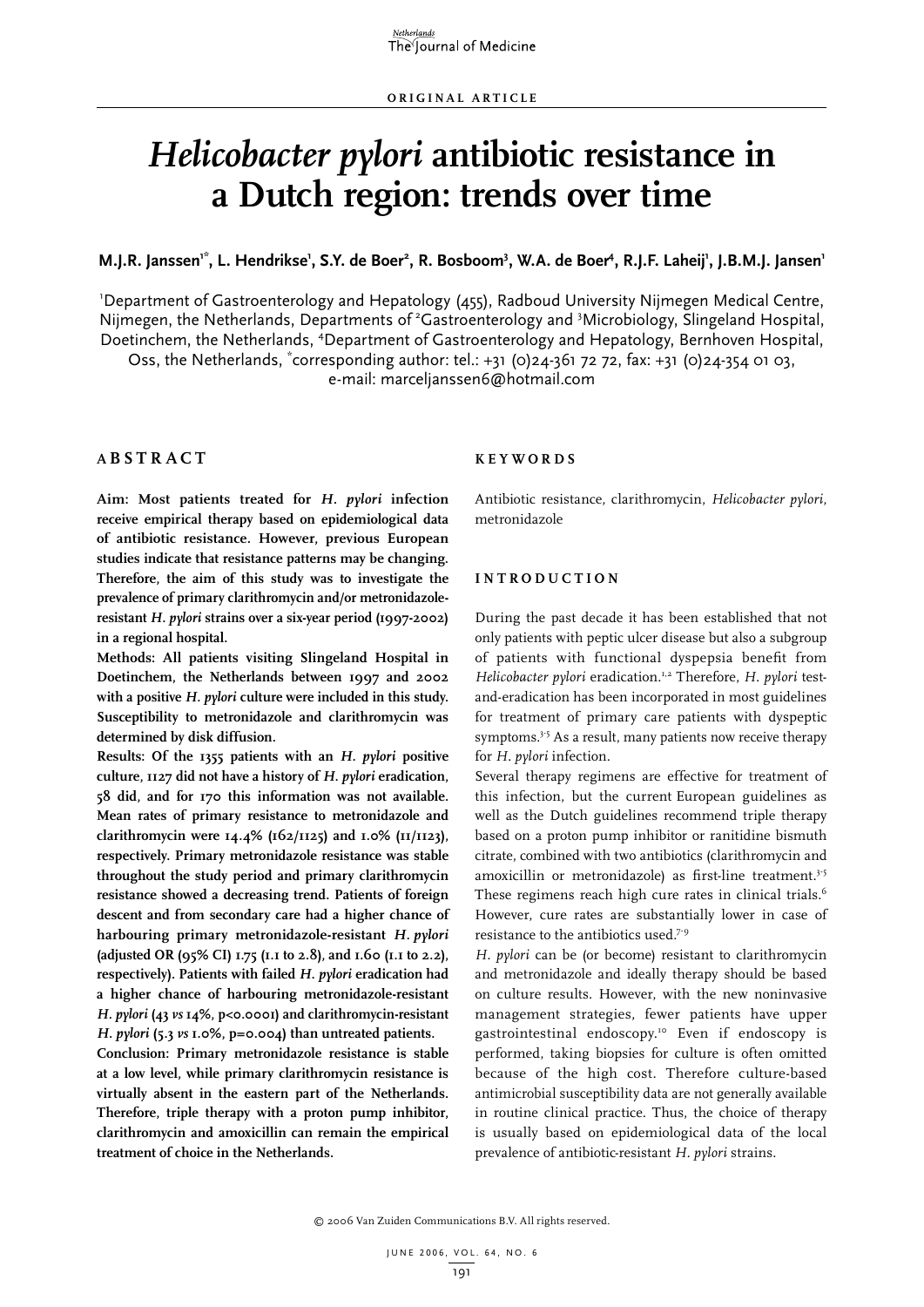ORIGINAL ARTICLE

# *Helicobacter pylori* antibiotic resistance in a Dutch region: trends over time

**M.J.R. Janssen[1*], L. Hendrikse[1], S.Y. de Boer[2], R. Bosboom[3], W.A. de Boer[4], R.J.F. Laheij[1], J.B.M.J. Jansen[1]**

[1]Department of Gastroenterology and Hepatology (455), Radboud University Nijmegen Medical Centre, Nijmegen, the Netherlands, Departments of [2]Gastroenterology and [3]Microbiology, Slingeland Hospital, Doetinchem, the Netherlands, [4]Department of Gastroenterology and Hepatology, Bernhoven Hospital, Oss, the Netherlands, [*]corresponding author: tel.: +31 (0)24-361 72 72, fax: +31 (0)24-354 01 03, e-mail: marceljanssen6@hotmail.com

## ABSTRACT

**Aim: Most patients treated for *H. pylori* infection receive empirical therapy based on epidemiological data of antibiotic resistance. However, previous European studies indicate that resistance patterns may be changing. Therefore, the aim of this study was to investigate the prevalence of primary clarithromycin and/or metronidazole-resistant *H. pylori* strains over a six-year period (1997-2002) in a regional hospital.**

**Methods: All patients visiting Slingeland Hospital in Doetinchem, the Netherlands between 1997 and 2002 with a positive *H. pylori* culture were included in this study. Susceptibility to metronidazole and clarithromycin was determined by disk diffusion.**

**Results: Of the 1355 patients with an *H. pylori* positive culture, 1127 did not have a history of *H. pylori* eradication, 58 did, and for 170 this information was not available. Mean rates of primary resistance to metronidazole and clarithromycin were 14.4% (162/1125) and 1.0% (11/1123), respectively. Primary metronidazole resistance was stable throughout the study period and primary clarithromycin resistance showed a decreasing trend. Patients of foreign descent and from secondary care had a higher chance of harbouring primary metronidazole-resistant *H. pylori* (adjusted OR (95% CI) 1.75 (1.1 to 2.8), and 1.60 (1.1 to 2.2), respectively). Patients with failed *H. pylori* eradication had a higher chance of harbouring metronidazole-resistant *H. pylori* (43 *vs* 14%, p<0.0001) and clarithromycin-resistant *H. pylori* (5.3 *vs* 1.0%, p=0.004) than untreated patients.**

**Conclusion: Primary metronidazole resistance is stable at a low level, while primary clarithromycin resistance is virtually absent in the eastern part of the Netherlands. Therefore, triple therapy with a proton pump inhibitor, clarithromycin and amoxicillin can remain the empirical treatment of choice in the Netherlands.**

## KEYWORDS

Antibiotic resistance, clarithromycin, *Helicobacter pylori*, metronidazole

## INTRODUCTION

During the past decade it has been established that not only patients with peptic ulcer disease but also a subgroup of patients with functional dyspepsia benefit from *Helicobacter pylori* eradication.[1,2] Therefore, *H. pylori* test-and-eradication has been incorporated in most guidelines for treatment of primary care patients with dyspeptic symptoms.[3-5] As a result, many patients now receive therapy for *H. pylori* infection.

Several therapy regimens are effective for treatment of this infection, but the current European guidelines as well as the Dutch guidelines recommend triple therapy based on a proton pump inhibitor or ranitidine bismuth citrate, combined with two antibiotics (clarithromycin and amoxicillin or metronidazole) as first-line treatment.[3-5] These regimens reach high cure rates in clinical trials.[6] However, cure rates are substantially lower in case of resistance to the antibiotics used.[7-9]

*H. pylori* can be (or become) resistant to clarithromycin and metronidazole and ideally therapy should be based on culture results. However, with the new noninvasive management strategies, fewer patients have upper gastrointestinal endoscopy.[10] Even if endoscopy is performed, taking biopsies for culture is often omitted because of the high cost. Therefore culture-based antimicrobial susceptibility data are not generally available in routine clinical practice. Thus, the choice of therapy is usually based on epidemiological data of the local prevalence of antibiotic-resistant *H. pylori* strains.

© 2006 Van Zuiden Communications B.V. All rights reserved.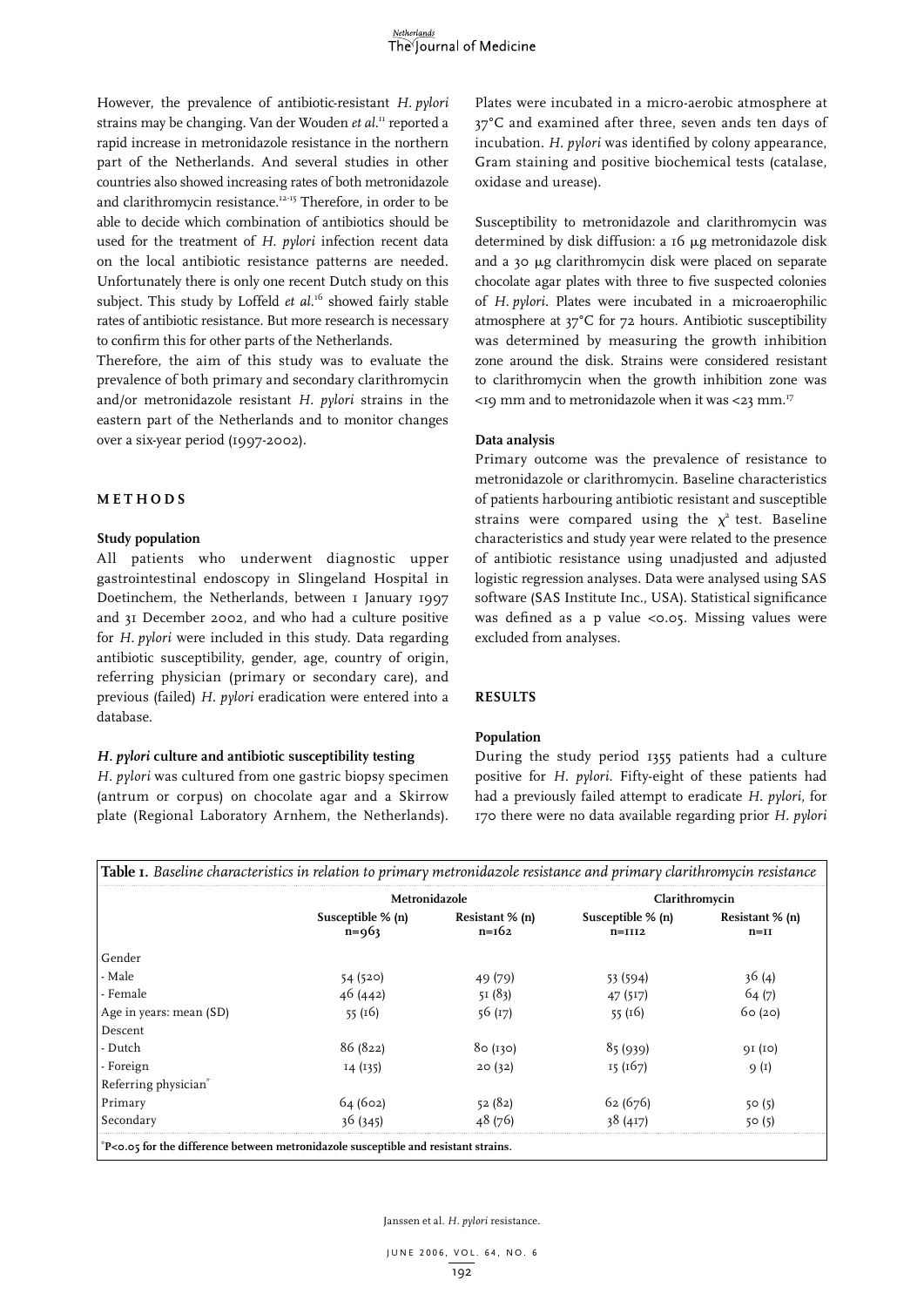However, the prevalence of antibiotic-resistant *H. pylori* strains may be changing. Van der Wouden *et al.*[11] reported a rapid increase in metronidazole resistance in the northern part of the Netherlands. And several studies in other countries also showed increasing rates of both metronidazole and clarithromycin resistance.[12-15] Therefore, in order to be able to decide which combination of antibiotics should be used for the treatment of *H. pylori* infection recent data on the local antibiotic resistance patterns are needed. Unfortunately there is only one recent Dutch study on this subject. This study by Loffeld *et al.*[16] showed fairly stable rates of antibiotic resistance. But more research is necessary to confirm this for other parts of the Netherlands.

Therefore, the aim of this study was to evaluate the prevalence of both primary and secondary clarithromycin and/or metronidazole resistant *H. pylori* strains in the eastern part of the Netherlands and to monitor changes over a six-year period (1997-2002).

## METHODS

### Study population

All patients who underwent diagnostic upper gastrointestinal endoscopy in Slingeland Hospital in Doetinchem, the Netherlands, between 1 January 1997 and 31 December 2002, and who had a culture positive for *H. pylori* were included in this study. Data regarding antibiotic susceptibility, gender, age, country of origin, referring physician (primary or secondary care), and previous (failed) *H. pylori* eradication were entered into a database.

### *H. pylori* culture and antibiotic susceptibility testing

*H. pylori* was cultured from one gastric biopsy specimen (antrum or corpus) on chocolate agar and a Skirrow plate (Regional Laboratory Arnhem, the Netherlands). Plates were incubated in a micro-aerobic atmosphere at 37°C and examined after three, seven ands ten days of incubation. *H. pylori* was identified by colony appearance, Gram staining and positive biochemical tests (catalase, oxidase and urease).

Susceptibility to metronidazole and clarithromycin was determined by disk diffusion: a 16 µg metronidazole disk and a 30 µg clarithromycin disk were placed on separate chocolate agar plates with three to five suspected colonies of *H. pylori*. Plates were incubated in a microaerophilic atmosphere at 37°C for 72 hours. Antibiotic susceptibility was determined by measuring the growth inhibition zone around the disk. Strains were considered resistant to clarithromycin when the growth inhibition zone was <19 mm and to metronidazole when it was <23 mm.[17]

### Data analysis

Primary outcome was the prevalence of resistance to metronidazole or clarithromycin. Baseline characteristics of patients harbouring antibiotic resistant and susceptible strains were compared using the $\chi^2$ test. Baseline characteristics and study year were related to the presence of antibiotic resistance using unadjusted and adjusted logistic regression analyses. Data were analysed using SAS software (SAS Institute Inc., USA). Statistical significance was defined as a p value <0.05. Missing values were excluded from analyses.

## RESULTS

### Population

During the study period 1355 patients had a culture positive for *H. pylori*. Fifty-eight of these patients had had a previously failed attempt to eradicate *H. pylori*, for 170 there were no data available regarding prior *H. pylori*

**Table 1.** *Baseline characteristics in relation to primary metronidazole resistance and primary clarithromycin resistance*

| | Metronidazole | | Clarithromycin | |
|---|---|---|---|---|
| | Susceptible % (n) n=963 | Resistant % (n) n=162 | Susceptible % (n) n=1112 | Resistant % (n) n=11 |
| Gender | | | | |
| - Male | 54 (520) | 49 (79) | 53 (594) | 36 (4) |
| - Female | 46 (442) | 51 (83) | 47 (517) | 64 (7) |
| Age in years: mean (SD) | 55 (16) | 56 (17) | 55 (16) | 60 (20) |
| Descent | | | | |
| - Dutch | 86 (822) | 80 (130) | 85 (939) | 91 (10) |
| - Foreign | 14 (135) | 20 (32) | 15 (167) | 9 (1) |
| Referring physician* | | | | |
| Primary | 64 (602) | 52 (82) | 62 (676) | 50 (5) |
| Secondary | 36 (345) | 48 (76) | 38 (417) | 50 (5) |

*P<0.05 for the difference between metronidazole susceptible and resistant strains.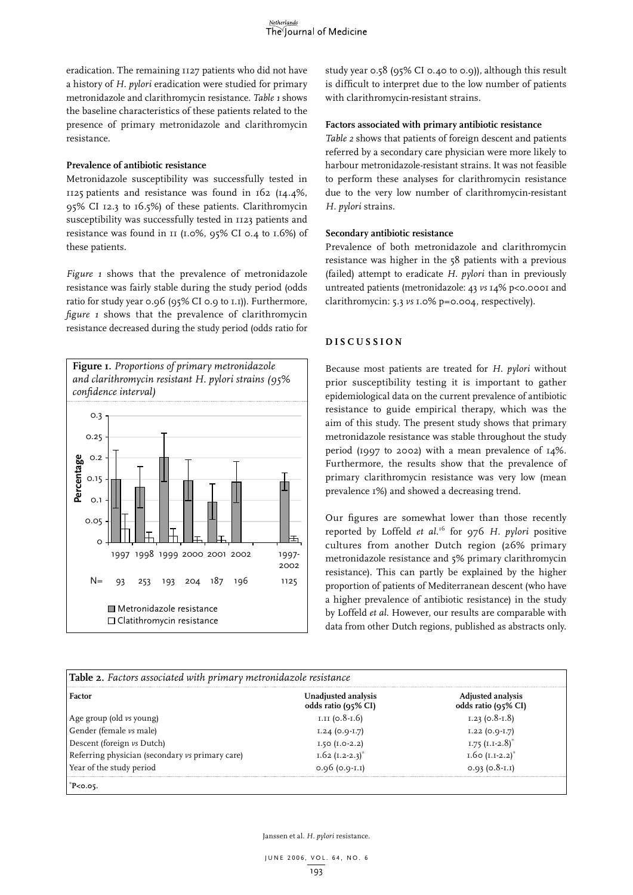eradication. The remaining 1127 patients who did not have a history of *H. pylori* eradication were studied for primary metronidazole and clarithromycin resistance. *Table 1* shows the baseline characteristics of these patients related to the presence of primary metronidazole and clarithromycin resistance.

### Prevalence of antibiotic resistance

Metronidazole susceptibility was successfully tested in 1125 patients and resistance was found in 162 (14.4%, 95% CI 12.3 to 16.5%) of these patients. Clarithromycin susceptibility was successfully tested in 1123 patients and resistance was found in 11 (1.0%, 95% CI 0.4 to 1.6%) of these patients.

*Figure 1* shows that the prevalence of metronidazole resistance was fairly stable during the study period (odds ratio for study year 0.96 (95% CI 0.9 to 1.1)). Furthermore, *figure 1* shows that the prevalence of clarithromycin resistance decreased during the study period (odds ratio for study year 0.58 (95% CI 0.40 to 0.9)), although this result is difficult to interpret due to the low number of patients with clarithromycin-resistant strains.

**Figure 1.** *Proportions of primary metronidazole and clarithromycin resistant H. pylori strains (95% confidence interval)*

| | 1997 | 1998 | 1999 | 2000 | 2001 | 2002 | 1997-2002 |
|---|---|---|---|---|---|---|---|
| N= | 93 | 253 | 193 | 204 | 187 | 196 | 1125 |

Metronidazole resistance
Clatithromycin resistance

### Factors associated with primary antibiotic resistance

*Table 2* shows that patients of foreign descent and patients referred by a secondary care physician were more likely to harbour metronidazole-resistant strains. It was not feasible to perform these analyses for clarithromycin resistance due to the very low number of clarithromycin-resistant *H. pylori* strains.

### Secondary antibiotic resistance

Prevalence of both metronidazole and clarithromycin resistance was higher in the 58 patients with a previous (failed) attempt to eradicate *H. pylori* than in previously untreated patients (metronidazole: 43 *vs* 14% $p<0.0001$ and clarithromycin: 5.3 *vs* 1.0% $p=0.004$, respectively).

## DISCUSSION

Because most patients are treated for *H. pylori* without prior susceptibility testing it is important to gather epidemiological data on the current prevalence of antibiotic resistance to guide empirical therapy, which was the aim of this study. The present study shows that primary metronidazole resistance was stable throughout the study period (1997 to 2002) with a mean prevalence of 14%. Furthermore, the results show that the prevalence of primary clarithromycin resistance was very low (mean prevalence 1%) and showed a decreasing trend.

Our figures are somewhat lower than those recently reported by Loffeld *et al.*[16] for 976 *H. pylori* positive cultures from another Dutch region (26% primary metronidazole resistance and 5% primary clarithromycin resistance). This can partly be explained by the higher proportion of patients of Mediterranean descent (who have a higher prevalence of antibiotic resistance) in the study by Loffeld *et al.* However, our results are comparable with data from other Dutch regions, published as abstracts only.

**Table 2.** *Factors associated with primary metronidazole resistance*

| Factor | Unadjusted analysis odds ratio (95% CI) | Adjusted analysis odds ratio (95% CI) |
|---|---|---|
| Age group (old *vs* young) | 1.11 (0.8-1.6) | 1.23 (0.8-1.8) |
| Gender (female *vs* male) | 1.24 (0.9-1.7) | 1.22 (0.9-1.7) |
| Descent (foreign *vs* Dutch) | 1.50 (1.0-2.2) | 1.75 (1.1-2.8)* |
| Referring physician (secondary *vs* primary care) | 1.62 (1.2-2.2)* | 1.60 (1.1-2.2)* |
| Year of the study period | 0.96 (0.9-1.1) | 0.93 (0.8-1.1) |

*$P<0.05$.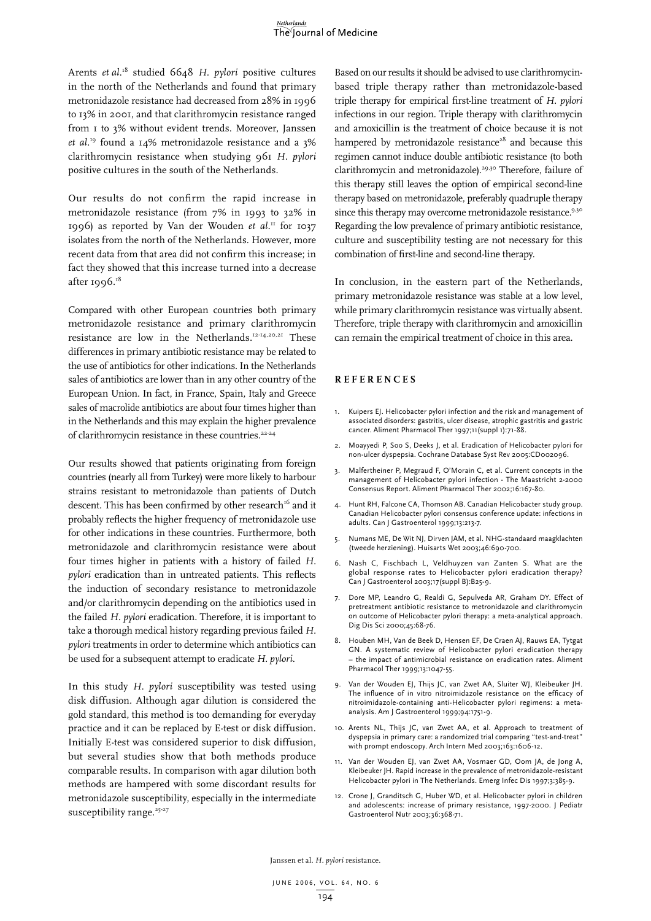Arents *et al.*[18] studied 6648 *H. pylori* positive cultures in the north of the Netherlands and found that primary metronidazole resistance had decreased from 28% in 1996 to 13% in 2001, and that clarithromycin resistance ranged from 1 to 3% without evident trends. Moreover, Janssen *et al.*[19] found a 14% metronidazole resistance and a 3% clarithromycin resistance when studying 961 *H. pylori* positive cultures in the south of the Netherlands.

Our results do not confirm the rapid increase in metronidazole resistance (from 7% in 1993 to 32% in 1996) as reported by Van der Wouden *et al.*[11] for 1037 isolates from the north of the Netherlands. However, more recent data from that area did not confirm this increase; in fact they showed that this increase turned into a decrease after 1996.[18]

Compared with other European countries both primary metronidazole resistance and primary clarithromycin resistance are low in the Netherlands.[12-14,20,21] These differences in primary antibiotic resistance may be related to the use of antibiotics for other indications. In the Netherlands sales of antibiotics are lower than in any other country of the European Union. In fact, in France, Spain, Italy and Greece sales of macrolide antibiotics are about four times higher than in the Netherlands and this may explain the higher prevalence of clarithromycin resistance in these countries.[22-24]

Our results showed that patients originating from foreign countries (nearly all from Turkey) were more likely to harbour strains resistant to metronidazole than patients of Dutch descent. This has been confirmed by other research[16] and it probably reflects the higher frequency of metronidazole use for other indications in these countries. Furthermore, both metronidazole and clarithromycin resistance were about four times higher in patients with a history of failed *H. pylori* eradication than in untreated patients. This reflects the induction of secondary resistance to metronidazole and/or clarithromycin depending on the antibiotics used in the failed *H. pylori* eradication. Therefore, it is important to take a thorough medical history regarding previous failed *H. pylori* treatments in order to determine which antibiotics can be used for a subsequent attempt to eradicate *H. pylori*.

In this study *H. pylori* susceptibility was tested using disk diffusion. Although agar dilution is considered the gold standard, this method is too demanding for everyday practice and it can be replaced by E-test or disk diffusion. Initially E-test was considered superior to disk diffusion, but several studies show that both methods produce comparable results. In comparison with agar dilution both methods are hampered with some discordant results for metronidazole susceptibility, especially in the intermediate susceptibility range.[25-27]

Based on our results it should be advised to use clarithromycin-based triple therapy rather than metronidazole-based triple therapy for empirical first-line treatment of *H. pylori* infections in our region. Triple therapy with clarithromycin and amoxicillin is the treatment of choice because it is not hampered by metronidazole resistance[28] and because this regimen cannot induce double antibiotic resistance (to both clarithromycin and metronidazole).[29,30] Therefore, failure of this therapy still leaves the option of empirical second-line therapy based on metronidazole, preferably quadruple therapy since this therapy may overcome metronidazole resistance.[9,30] Regarding the low prevalence of primary antibiotic resistance, culture and susceptibility testing are not necessary for this combination of first-line and second-line therapy.

In conclusion, in the eastern part of the Netherlands, primary metronidazole resistance was stable at a low level, while primary clarithromycin resistance was virtually absent. Therefore, triple therapy with clarithromycin and amoxicillin can remain the empirical treatment of choice in this area.

## REFERENCES

1. Kuipers EJ. Helicobacter pylori infection and the risk and management of associated disorders: gastritis, ulcer disease, atrophic gastritis and gastric cancer. Aliment Pharmacol Ther 1997;11(suppl 1):71-88.
2. Moayyedi P, Soo S, Deeks J, et al. Eradication of Helicobacter pylori for non-ulcer dyspepsia. Cochrane Database Syst Rev 2005:CD002096.
3. Malfertheiner P, Megraud F, O'Morain C, et al. Current concepts in the management of Helicobacter pylori infection - The Maastricht 2-2000 Consensus Report. Aliment Pharmacol Ther 2002;16:167-80.
4. Hunt RH, Falcone CA, Thomson AB. Canadian Helicobacter study group. Canadian Helicobacter pylori consensus conference update: infections in adults. Can J Gastroenterol 1999;13:213-7.
5. Numans ME, De Wit NJ, Dirven JAM, et al. NHG-standaard maagklachten (tweede herziening). Huisarts Wet 2003;46:690-700.
6. Nash C, Fischbach L, Veldhuyzen van Zanten S. What are the global response rates to Helicobacter pylori eradication therapy? Can J Gastroenterol 2003;17(suppl B):B25-9.
7. Dore MP, Leandro G, Realdi G, Sepulveda AR, Graham DY. Effect of pretreatment antibiotic resistance to metronidazole and clarithromycin on outcome of Helicobacter pylori therapy: a meta-analytical approach. Dig Dis Sci 2000;45:68-76.
8. Houben MH, Van de Beek D, Hensen EF, De Craen AJ, Rauws EA, Tytgat GN. A systematic review of Helicobacter pylori eradication therapy – the impact of antimicrobial resistance on eradication rates. Aliment Pharmacol Ther 1999;13:1047-55.
9. Van der Wouden EJ, Thijs JC, van Zwet AA, Sluiter WJ, Kleibeuker JH. The influence of in vitro nitroimidazole resistance on the efficacy of nitroimidazole-containing anti-Helicobacter pylori regimens: a meta-analysis. Am J Gastroenterol 1999;94:1751-9.
10. Arents NL, Thijs JC, van Zwet AA, et al. Approach to treatment of dyspepsia in primary care: a randomized trial comparing "test-and-treat" with prompt endoscopy. Arch Intern Med 2003;163:1606-12.
11. Van der Wouden EJ, van Zwet AA, Vosmaer GD, Oom JA, de Jong A, Kleibeuker JH. Rapid increase in the prevalence of metronidazole-resistant Helicobacter pylori in The Netherlands. Emerg Infec Dis 1997;3:385-9.
12. Crone J, Granditsch G, Huber WD, et al. Helicobacter pylori in children and adolescents: increase of primary resistance, 1997-2000. J Pediatr Gastroenterol Nutr 2003;36:368-71.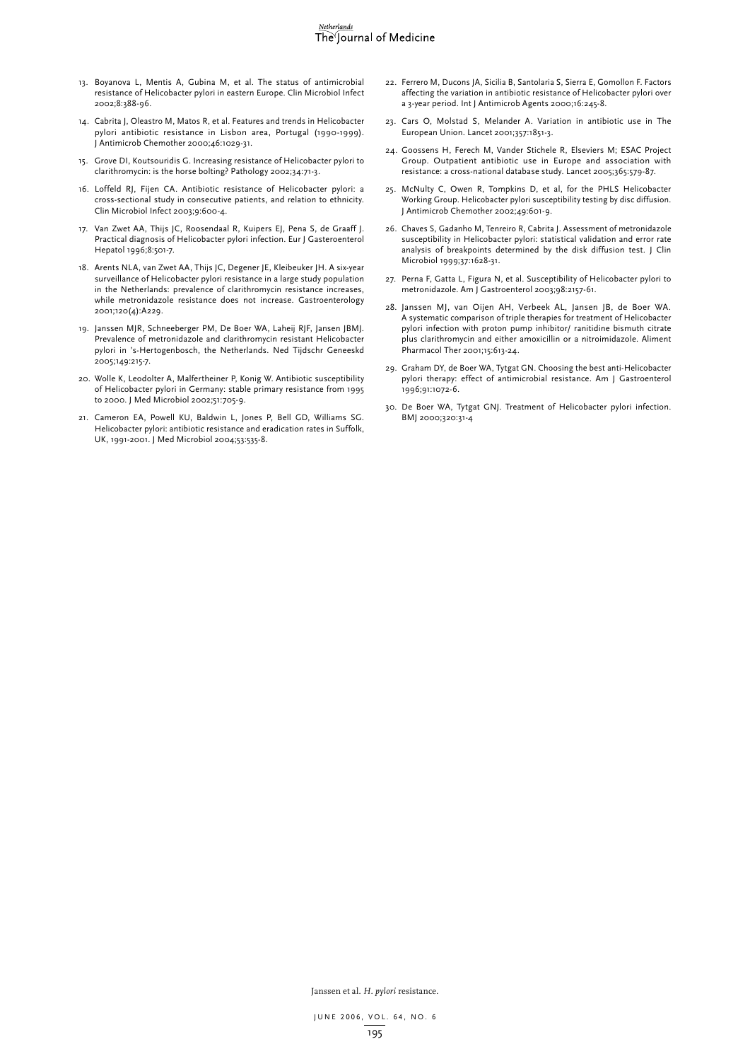13. Boyanova L, Mentis A, Gubina M, et al. The status of antimicrobial resistance of Helicobacter pylori in eastern Europe. Clin Microbiol Infect 2002;8:388-96.
14. Cabrita J, Oleastro M, Matos R, et al. Features and trends in Helicobacter pylori antibiotic resistance in Lisbon area, Portugal (1990-1999). J Antimicrob Chemother 2000;46:1029-31.
15. Grove DI, Koutsouridis G. Increasing resistance of Helicobacter pylori to clarithromycin: is the horse bolting? Pathology 2002;34:71-3.
16. Loffeld RJ, Fijen CA. Antibiotic resistance of Helicobacter pylori: a cross-sectional study in consecutive patients, and relation to ethnicity. Clin Microbiol Infect 2003;9:600-4.
17. Van Zwet AA, Thijs JC, Roosendaal R, Kuipers EJ, Pena S, de Graaff J. Practical diagnosis of Helicobacter pylori infection. Eur J Gasteroenterol Hepatol 1996;8:501-7.
18. Arents NLA, van Zwet AA, Thijs JC, Degener JE, Kleibeuker JH. A six-year surveillance of Helicobacter pylori resistance in a large study population in the Netherlands: prevalence of clarithromycin resistance increases, while metronidazole resistance does not increase. Gastroenterology 2001;120(4):A229.
19. Janssen MJR, Schneeberger PM, De Boer WA, Laheij RJF, Jansen JBMJ. Prevalence of metronidazole and clarithromycin resistant Helicobacter pylori in 's-Hertogenbosch, the Netherlands. Ned Tijdschr Geneeskd 2005;149:215-7.
20. Wolle K, Leodolter A, Malfertheiner P, Konig W. Antibiotic susceptibility of Helicobacter pylori in Germany: stable primary resistance from 1995 to 2000. J Med Microbiol 2002;51:705-9.
21. Cameron EA, Powell KU, Baldwin L, Jones P, Bell GD, Williams SG. Helicobacter pylori: antibiotic resistance and eradication rates in Suffolk, UK, 1991-2001. J Med Microbiol 2004;53:535-8.
22. Ferrero M, Ducons JA, Sicilia B, Santolaria S, Sierra E, Gomollon F. Factors affecting the variation in antibiotic resistance of Helicobacter pylori over a 3-year period. Int J Antimicrob Agents 2000;16:245-8.
23. Cars O, Molstad S, Melander A. Variation in antibiotic use in The European Union. Lancet 2001;357:1851-3.
24. Goossens H, Ferech M, Vander Stichele R, Elseviers M; ESAC Project Group. Outpatient antibiotic use in Europe and association with resistance: a cross-national database study. Lancet 2005;365:579-87.
25. McNulty C, Owen R, Tompkins D, et al, for the PHLS Helicobacter Working Group. Helicobacter pylori susceptibility testing by disc diffusion. J Antimicrob Chemother 2002;49:601-9.
26. Chaves S, Gadanho M, Tenreiro R, Cabrita J. Assessment of metronidazole susceptibility in Helicobacter pylori: statistical validation and error rate analysis of breakpoints determined by the disk diffusion test. J Clin Microbiol 1999;37:1628-31.
27. Perna F, Gatta L, Figura N, et al. Susceptibility of Helicobacter pylori to metronidazole. Am J Gastroenterol 2003;98:2157-61.
28. Janssen MJ, van Oijen AH, Verbeek AL, Jansen JB, de Boer WA. A systematic comparison of triple therapies for treatment of Helicobacter pylori infection with proton pump inhibitor/ ranitidine bismuth citrate plus clarithromycin and either amoxicillin or a nitroimidazole. Aliment Pharmacol Ther 2001;15:613-24.
29. Graham DY, de Boer WA, Tytgat GN. Choosing the best anti-Helicobacter pylori therapy: effect of antimicrobial resistance. Am J Gastroenterol 1996;91:1072-6.
30. De Boer WA, Tytgat GNJ. Treatment of Helicobacter pylori infection. BMJ 2000;320:31-4